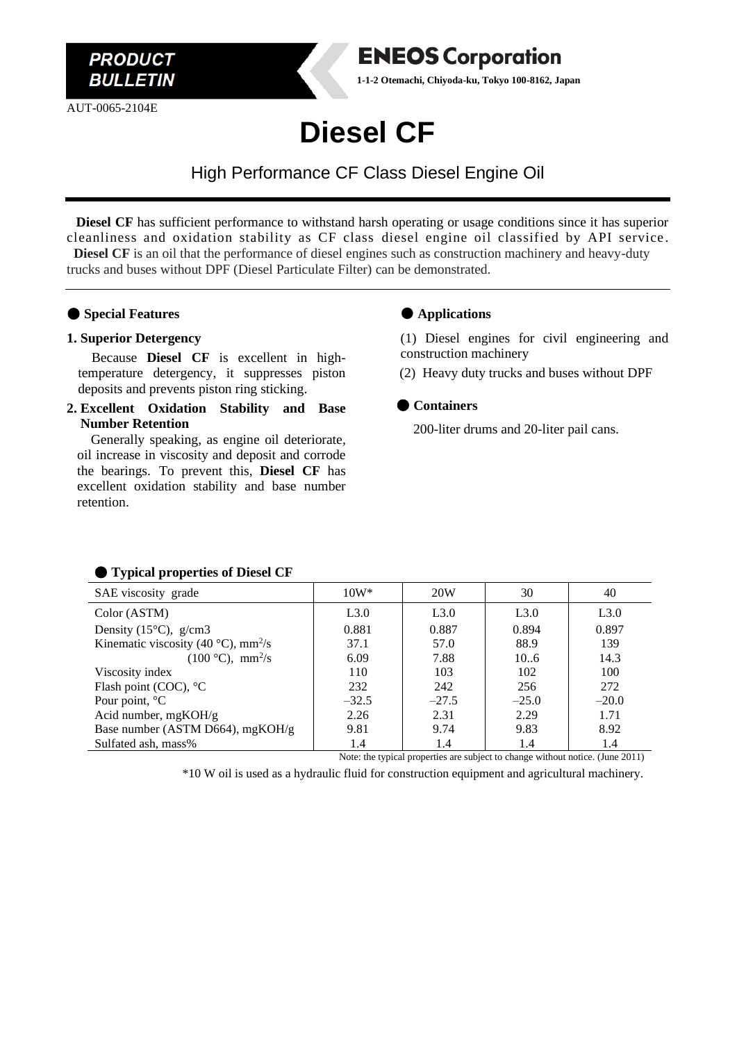**PRODUCT BULLETIN**

AUT-0065-2104E

**ENEOS Corporation**

**1-1-2 Otemachi, Chiyoda-ku, Tokyo 100-8162, Japan**

# Diesel CF

## High Performance CF Class Diesel Engine Oil

**Diesel CF** has sufficient performance to withstand harsh operating or usage conditions since it has superior cleanliness and oxidation stability as CF class diesel engine oil classified by API service.
**Diesel CF** is an oil that the performance of diesel engines such as construction machinery and heavy-duty trucks and buses without DPF (Diesel Particulate Filter) can be demonstrated.

### ● Special Features

**1. Superior Detergency**

Because **Diesel CF** is excellent in high-temperature detergency, it suppresses piston deposits and prevents piston ring sticking.

**2. Excellent Oxidation Stability and Base Number Retention**

Generally speaking, as engine oil deteriorate, oil increase in viscosity and deposit and corrode the bearings. To prevent this, **Diesel CF** has excellent oxidation stability and base number retention.

### ● Applications

(1) Diesel engines for civil engineering and construction machinery

(2) Heavy duty trucks and buses without DPF

### ● Containers

200-liter drums and 20-liter pail cans.

### ● Typical properties of Diesel CF

| SAE viscosity grade | 10W* | 20W | 30 | 40 |
|---|---|---|---|---|
| Color (ASTM) | L3.0 | L3.0 | L3.0 | L3.0 |
| Density (15°C), g/cm3 | 0.881 | 0.887 | 0.894 | 0.897 |
| Kinematic viscosity (40 °C), $mm^2/s$ | 37.1 | 57.0 | 88.9 | 139 |
| (100 °C), $mm^2/s$ | 6.09 | 7.88 | 10..6 | 14.3 |
| Viscosity index | 110 | 103 | 102 | 100 |
| Flash point (COC), °C | 232 | 242 | 256 | 272 |
| Pour point, °C | –32.5 | –27.5 | –25.0 | –20.0 |
| Acid number, mgKOH/g | 2.26 | 2.31 | 2.29 | 1.71 |
| Base number (ASTM D664), mgKOH/g | 9.81 | 9.74 | 9.83 | 8.92 |
| Sulfated ash, mass% | 1.4 | 1.4 | 1.4 | 1.4 |

Note: the typical properties are subject to change without notice. (June 2011)

*10 W oil is used as a hydraulic fluid for construction equipment and agricultural machinery.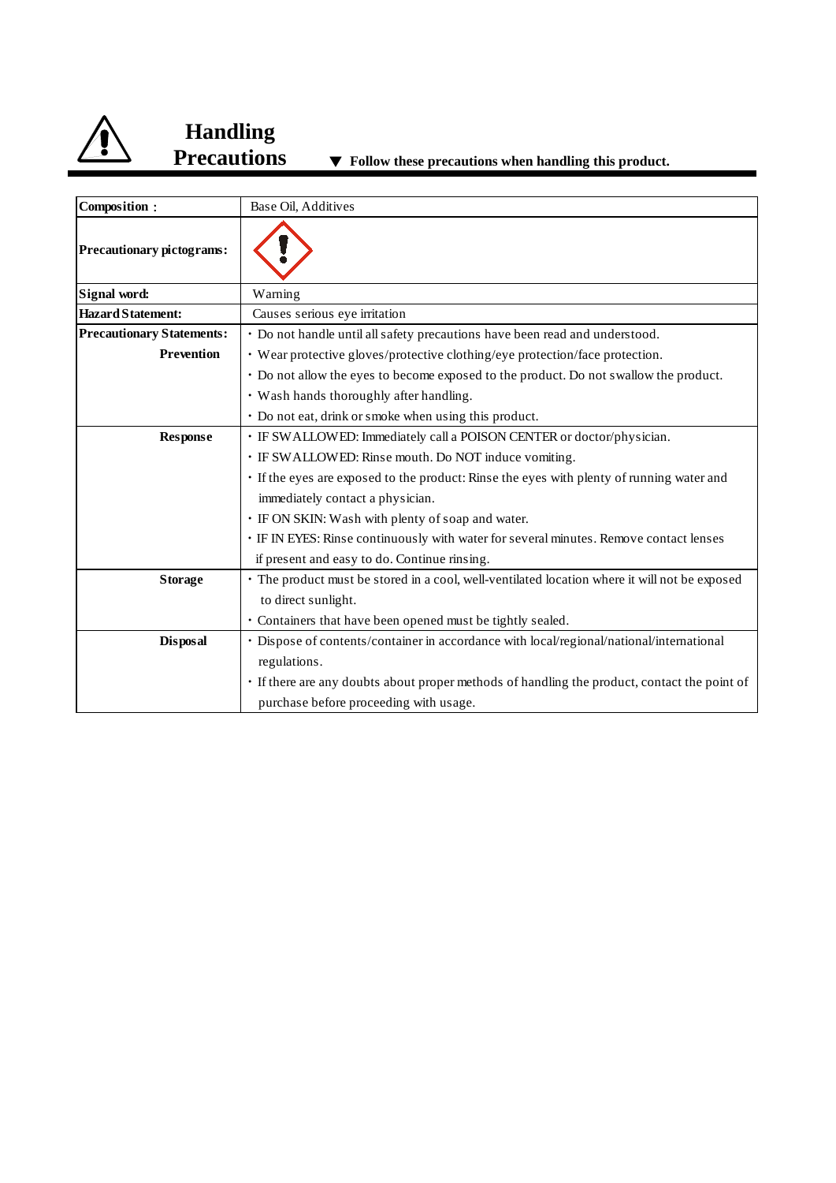# Handling Precautions

▼ **Follow these precautions when handling this product.**

| | |
|---|---|
| **Composition：** | Base Oil, Additives |
| **Precautionary pictograms:** | |
| **Signal word:** | Warning |
| **Hazard Statement:** | Causes serious eye irritation |
| **Precautionary Statements:** | ・Do not handle until all safety precautions have been read and understood. |
| **Prevention** | ・Wear protective gloves/protective clothing/eye protection/face protection.<br>・Do not allow the eyes to become exposed to the product. Do not swallow the product.<br>・Wash hands thoroughly after handling.<br>・Do not eat, drink or smoke when using this product. |
| **Response** | ・IF SWALLOWED: Immediately call a POISON CENTER or doctor/physician.<br>・IF SWALLOWED: Rinse mouth. Do NOT induce vomiting.<br>・If the eyes are exposed to the product: Rinse the eyes with plenty of running water and immediately contact a physician.<br>・IF ON SKIN: Wash with plenty of soap and water.<br>・IF IN EYES: Rinse continuously with water for several minutes. Remove contact lenses if present and easy to do. Continue rinsing. |
| **Storage** | ・The product must be stored in a cool, well-ventilated location where it will not be exposed to direct sunlight.<br>・Containers that have been opened must be tightly sealed. |
| **Disposal** | ・Dispose of contents/container in accordance with local/regional/national/international regulations.<br>・If there are any doubts about proper methods of handling the product, contact the point of purchase before proceeding with usage. |